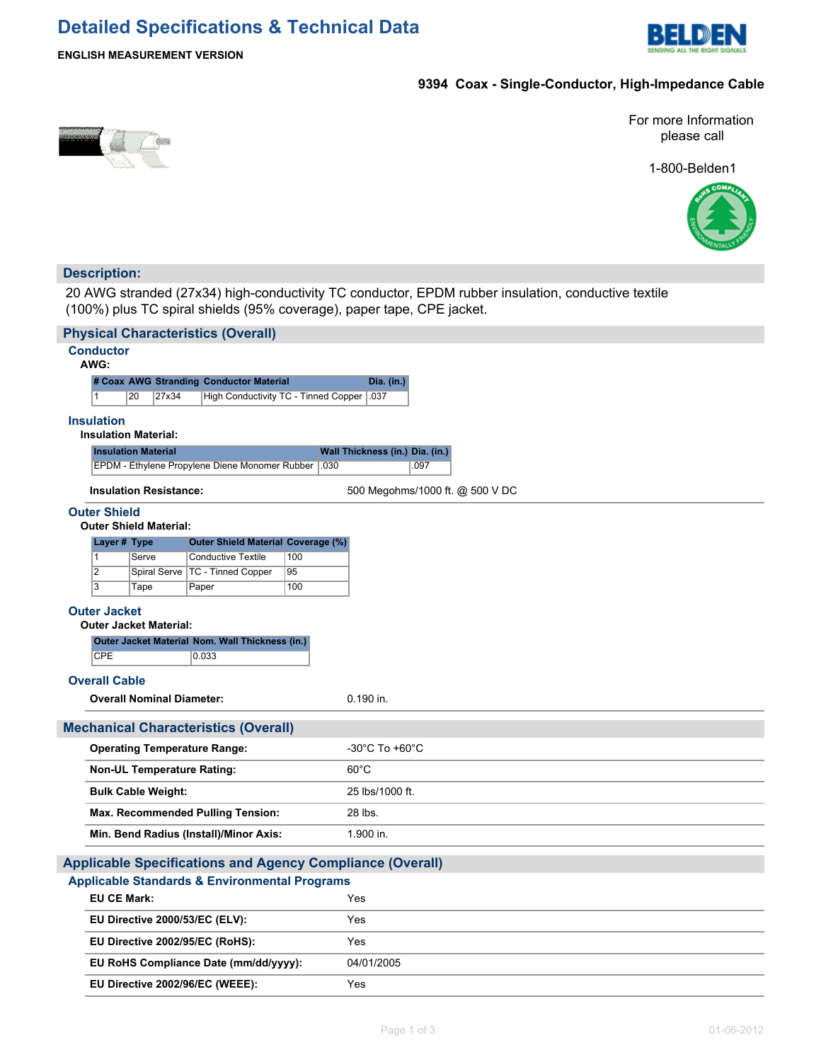# Detailed Specifications & Technical Data

**ENGLISH MEASUREMENT VERSION**

**9394 Coax - Single-Conductor, High-Impedance Cable**

For more Information please call

1-800-Belden1

## Description:

20 AWG stranded (27x34) high-conductivity TC conductor, EPDM rubber insulation, conductive textile (100%) plus TC spiral shields (95% coverage), paper tape, CPE jacket.

## Physical Characteristics (Overall)

### Conductor

**AWG:**

| # Coax | AWG | Stranding | Conductor Material | Dia. (in.) |
|---|---|---|---|---|
| 1 | 20 | 27x34 | High Conductivity TC - Tinned Copper | .037 |

### Insulation

**Insulation Material:**

| Insulation Material | Wall Thickness (in.) | Dia. (in.) |
|---|---|---|
| EPDM - Ethylene Propylene Diene Monomer Rubber | .030 | .097 |

**Insulation Resistance:** 500 Megohms/1000 ft. @ 500 V DC

### Outer Shield

**Outer Shield Material:**

| Layer # | Type | Outer Shield Material | Coverage (%) |
|---|---|---|---|
| 1 | Serve | Conductive Textile | 100 |
| 2 | Spiral Serve | TC - Tinned Copper | 95 |
| 3 | Tape | Paper | 100 |

### Outer Jacket

**Outer Jacket Material:**

| Outer Jacket Material | Nom. Wall Thickness (in.) |
|---|---|
| CPE | 0.033 |

### Overall Cable

**Overall Nominal Diameter:** 0.190 in.

## Mechanical Characteristics (Overall)

| | |
|---|---|
| **Operating Temperature Range:** | -30°C To +60°C |
| **Non-UL Temperature Rating:** | 60°C |
| **Bulk Cable Weight:** | 25 lbs/1000 ft. |
| **Max. Recommended Pulling Tension:** | 28 lbs. |
| **Min. Bend Radius (Install)/Minor Axis:** | 1.900 in. |

## Applicable Specifications and Agency Compliance (Overall)

### Applicable Standards & Environmental Programs

| | |
|---|---|
| **EU CE Mark:** | Yes |
| **EU Directive 2000/53/EC (ELV):** | Yes |
| **EU Directive 2002/95/EC (RoHS):** | Yes |
| **EU RoHS Compliance Date (mm/dd/yyyy):** | 04/01/2005 |
| **EU Directive 2002/96/EC (WEEE):** | Yes |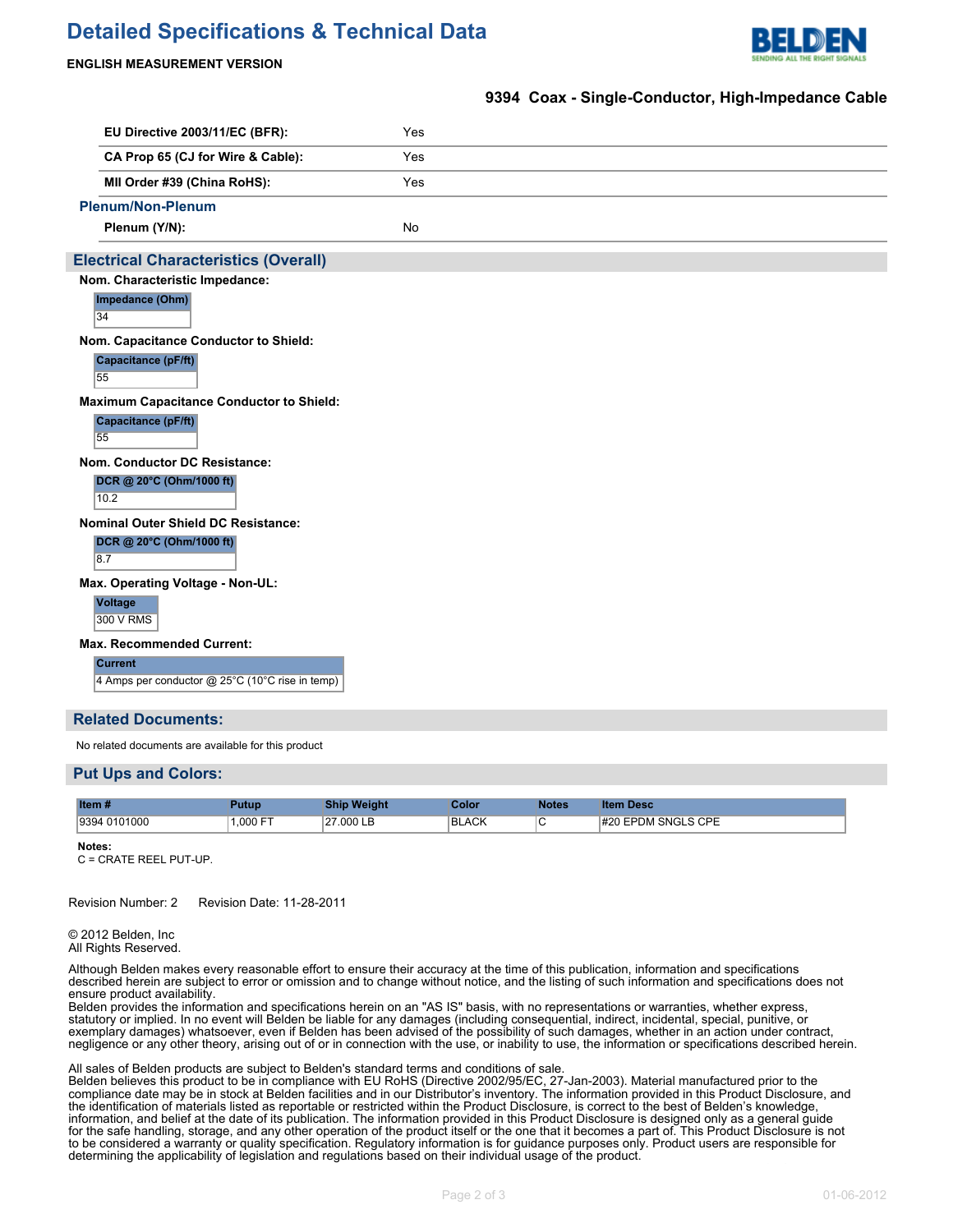# Detailed Specifications & Technical Data

**ENGLISH MEASUREMENT VERSION**

**9394 Coax - Single-Conductor, High-Impedance Cable**

| | |
|---|---|
| **EU Directive 2003/11/EC (BFR):** | Yes |
| **CA Prop 65 (CJ for Wire & Cable):** | Yes |
| **MII Order #39 (China RoHS):** | Yes |

### Plenum/Non-Plenum

| | |
|---|---|
| **Plenum (Y/N):** | No |

## Electrical Characteristics (Overall)

**Nom. Characteristic Impedance:**

| Impedance (Ohm) |
|---|
| 34 |

**Nom. Capacitance Conductor to Shield:**

| Capacitance (pF/ft) |
|---|
| 55 |

**Maximum Capacitance Conductor to Shield:**

| Capacitance (pF/ft) |
|---|
| 55 |

**Nom. Conductor DC Resistance:**

| DCR @ 20°C (Ohm/1000 ft) |
|---|
| 10.2 |

**Nominal Outer Shield DC Resistance:**

| DCR @ 20°C (Ohm/1000 ft) |
|---|
| 8.7 |

**Max. Operating Voltage - Non-UL:**

| Voltage |
|---|
| 300 V RMS |

**Max. Recommended Current:**

| Current |
|---|
| 4 Amps per conductor @ 25°C (10°C rise in temp) |

## Related Documents:

No related documents are available for this product

## Put Ups and Colors:

| Item # | Putup | Ship Weight | Color | Notes | Item Desc |
|---|---|---|---|---|---|
| 9394 0101000 | 1,000 FT | 27.000 LB | BLACK | C | #20 EPDM SNGLS CPE |

**Notes:**
C = CRATE REEL PUT-UP.

Revision Number: 2 Revision Date: 11-28-2011

© 2012 Belden, Inc
All Rights Reserved.

Although Belden makes every reasonable effort to ensure their accuracy at the time of this publication, information and specifications described herein are subject to error or omission and to change without notice, and the listing of such information and specifications does not ensure product availability.
Belden provides the information and specifications herein on an "AS IS" basis, with no representations or warranties, whether express, statutory or implied. In no event will Belden be liable for any damages (including consequential, indirect, incidental, special, punitive, or exemplary damages) whatsoever, even if Belden has been advised of the possibility of such damages, whether in an action under contract, negligence or any other theory, arising out of or in connection with the use, or inability to use, the information or specifications described herein.

All sales of Belden products are subject to Belden's standard terms and conditions of sale.
Belden believes this product to be in compliance with EU RoHS (Directive 2002/95/EC, 27-Jan-2003). Material manufactured prior to the compliance date may be in stock at Belden facilities and in our Distributor's inventory. The information provided in this Product Disclosure, and the identification of materials listed as reportable or restricted within the Product Disclosure, is correct to the best of Belden's knowledge, information, and belief at the date of its publication. The information provided in this Product Disclosure is designed only as a general guide for the safe handling, storage, and any other operation of the product itself or the one that it becomes a part of. This Product Disclosure is not to be considered a warranty or quality specification. Regulatory information is for guidance purposes only. Product users are responsible for determining the applicability of legislation and regulations based on their individual usage of the product.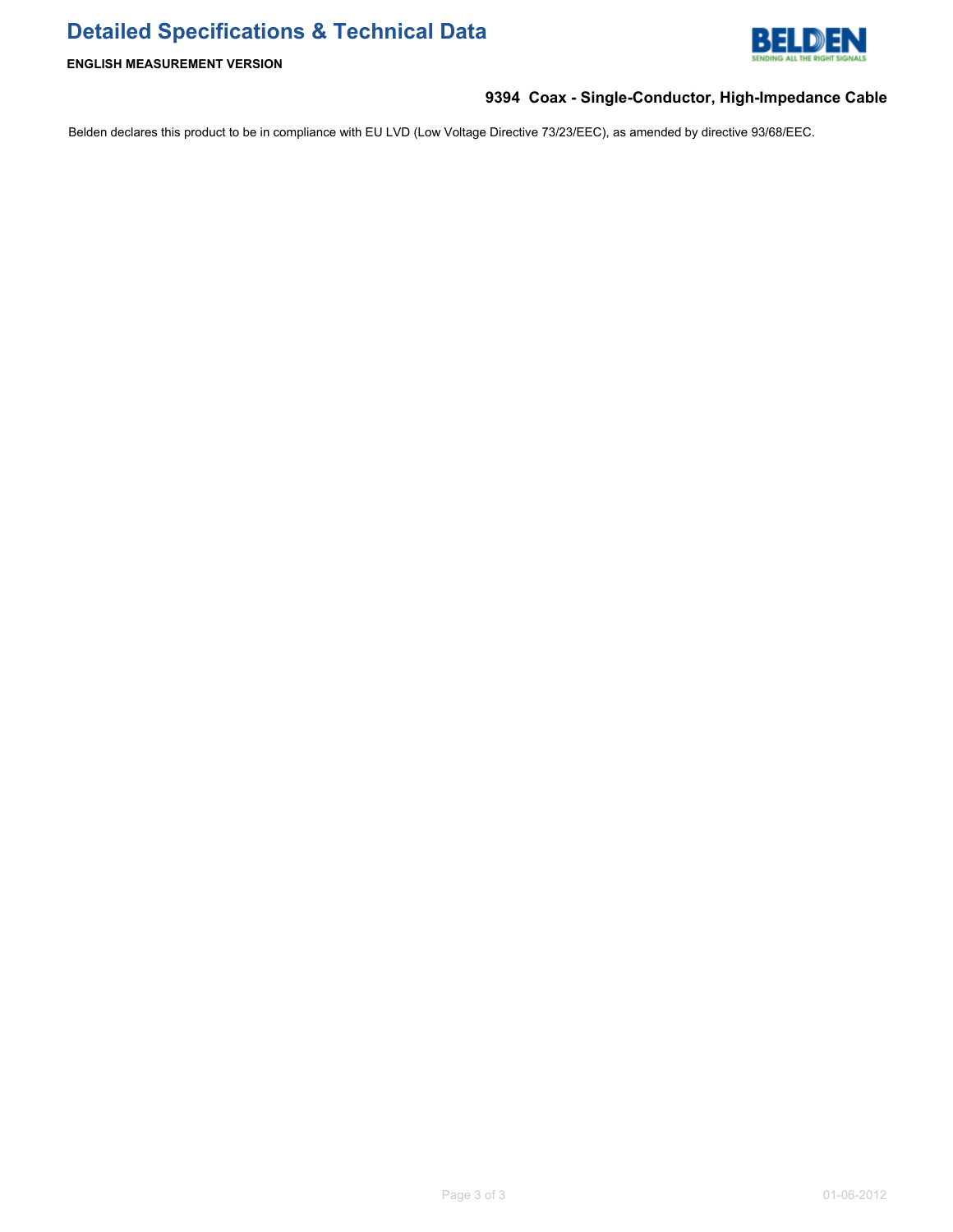Belden declares this product to be in compliance with EU LVD (Low Voltage Directive 73/23/EEC), as amended by directive 93/68/EEC.